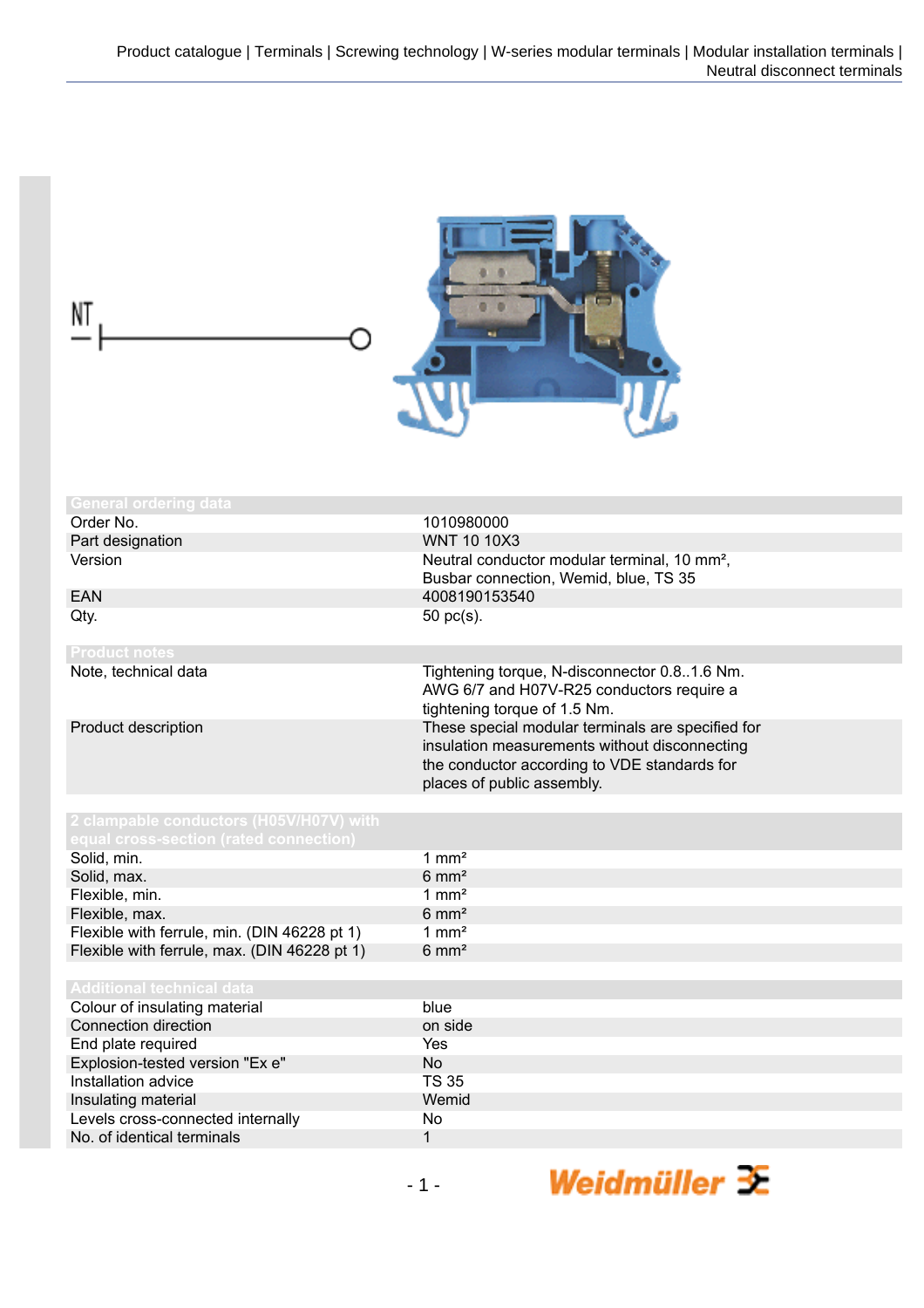NT

## General ordering data

| | |
|---|---|
| Order No. | 1010980000 |
| Part designation | WNT 10 10X3 |
| Version | Neutral conductor modular terminal, 10 mm², Busbar connection, Wemid, blue, TS 35 |
| EAN | 4008190153540 |
| Qty. | 50 pc(s). |

## Product notes

| | |
|---|---|
| Note, technical data | Tightening torque, N-disconnector 0.8..1.6 Nm. AWG 6/7 and H07V-R25 conductors require a tightening torque of 1.5 Nm. |
| Product description | These special modular terminals are specified for insulation measurements without disconnecting the conductor according to VDE standards for places of public assembly. |

## 2 clampable conductors (H05V/H07V) with equal cross-section (rated connection)

| | |
|---|---|
| Solid, min. | 1 mm² |
| Solid, max. | 6 mm² |
| Flexible, min. | 1 mm² |
| Flexible, max. | 6 mm² |
| Flexible with ferrule, min. (DIN 46228 pt 1) | 1 mm² |
| Flexible with ferrule, max. (DIN 46228 pt 1) | 6 mm² |

## Additional technical data

| | |
|---|---|
| Colour of insulating material | blue |
| Connection direction | on side |
| End plate required | Yes |
| Explosion-tested version "Ex e" | No |
| Installation advice | TS 35 |
| Insulating material | Wemid |
| Levels cross-connected internally | No |
| No. of identical terminals | 1 |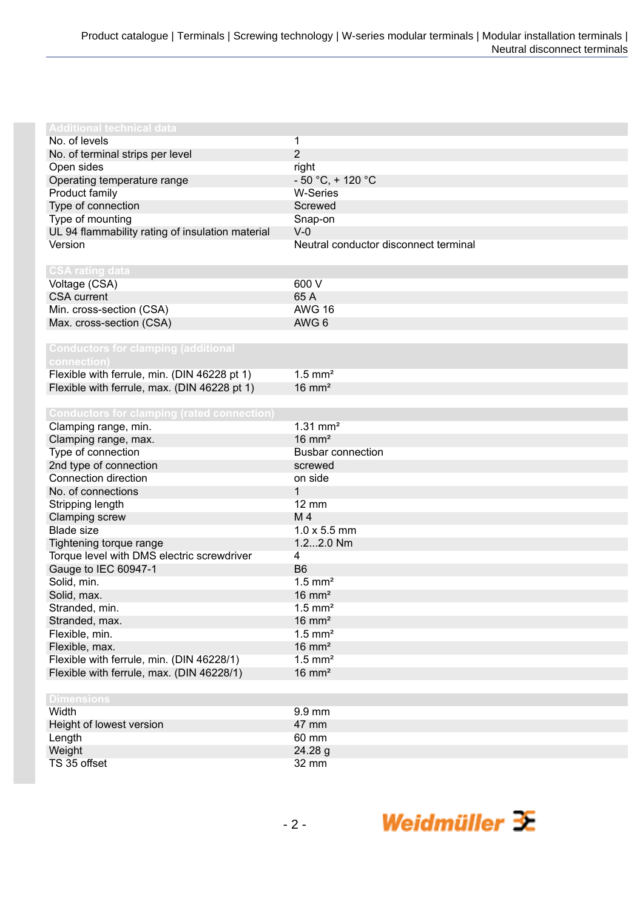| Additional technical data | |
|---|---|
| No. of levels | 1 |
| No. of terminal strips per level | 2 |
| Open sides | right |
| Operating temperature range | - 50 °C, + 120 °C |
| Product family | W-Series |
| Type of connection | Screwed |
| Type of mounting | Snap-on |
| UL 94 flammability rating of insulation material | V-0 |
| Version | Neutral conductor disconnect terminal |

| CSA rating data | |
|---|---|
| Voltage (CSA) | 600 V |
| CSA current | 65 A |
| Min. cross-section (CSA) | AWG 16 |
| Max. cross-section (CSA) | AWG 6 |

| Conductors for clamping (additional connection) | |
|---|---|
| Flexible with ferrule, min. (DIN 46228 pt 1) | 1.5 mm² |
| Flexible with ferrule, max. (DIN 46228 pt 1) | 16 mm² |

| Conductors for clamping (rated connection) | |
|---|---|
| Clamping range, min. | 1.31 mm² |
| Clamping range, max. | 16 mm² |
| Type of connection | Busbar connection |
| 2nd type of connection | screwed |
| Connection direction | on side |
| No. of connections | 1 |
| Stripping length | 12 mm |
| Clamping screw | M 4 |
| Blade size | 1.0 x 5.5 mm |
| Tightening torque range | 1.2...2.0 Nm |
| Torque level with DMS electric screwdriver | 4 |
| Gauge to IEC 60947-1 | B6 |
| Solid, min. | 1.5 mm² |
| Solid, max. | 16 mm² |
| Stranded, min. | 1.5 mm² |
| Stranded, max. | 16 mm² |
| Flexible, min. | 1.5 mm² |
| Flexible, max. | 16 mm² |
| Flexible with ferrule, min. (DIN 46228/1) | 1.5 mm² |
| Flexible with ferrule, max. (DIN 46228/1) | 16 mm² |

| Dimensions | |
|---|---|
| Width | 9.9 mm |
| Height of lowest version | 47 mm |
| Length | 60 mm |
| Weight | 24.28 g |
| TS 35 offset | 32 mm |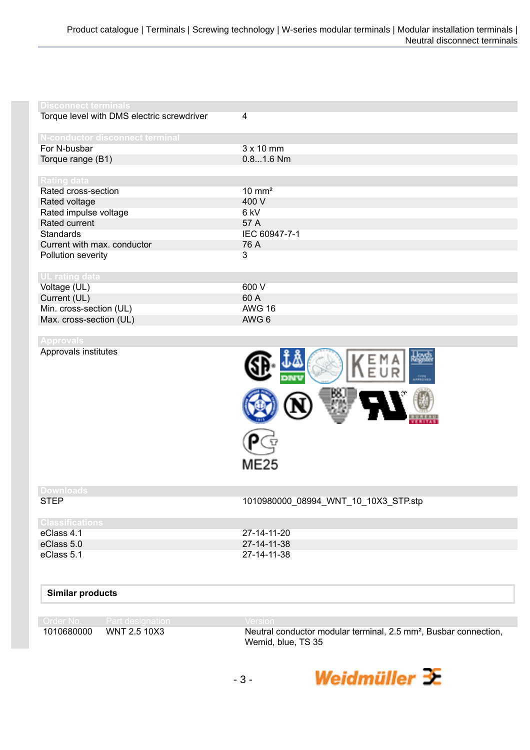| Disconnect terminals | |
|---|---|
| Torque level with DMS electric screwdriver | 4 |

| N-conductor disconnect terminal | |
|---|---|
| For N-busbar | 3 x 10 mm |
| Torque range (B1) | 0.8...1.6 Nm |

| Rating data | |
|---|---|
| Rated cross-section | 10 mm² |
| Rated voltage | 400 V |
| Rated impulse voltage | 6 kV |
| Rated current | 57 A |
| Standards | IEC 60947-7-1 |
| Current with max. conductor | 76 A |
| Pollution severity | 3 |

| UL rating data | |
|---|---|
| Voltage (UL) | 600 V |
| Current (UL) | 60 A |
| Min. cross-section (UL) | AWG 16 |
| Max. cross-section (UL) | AWG 6 |

| Approvals | |
|---|---|
| Approvals institutes | ME25 |

| Downloads | |
|---|---|
| STEP | 1010980000_08994_WNT_10_10X3_STP.stp |

| Classifications | |
|---|---|
| eClass 4.1 | 27-14-11-20 |
| eClass 5.0 | 27-14-11-38 |
| eClass 5.1 | 27-14-11-38 |

**Similar products**

| Order No. | Part designation | Version |
|---|---|---|
| 1010680000 | WNT 2.5 10X3 | Neutral conductor modular terminal, 2.5 mm², Busbar connection, Wemid, blue, TS 35 |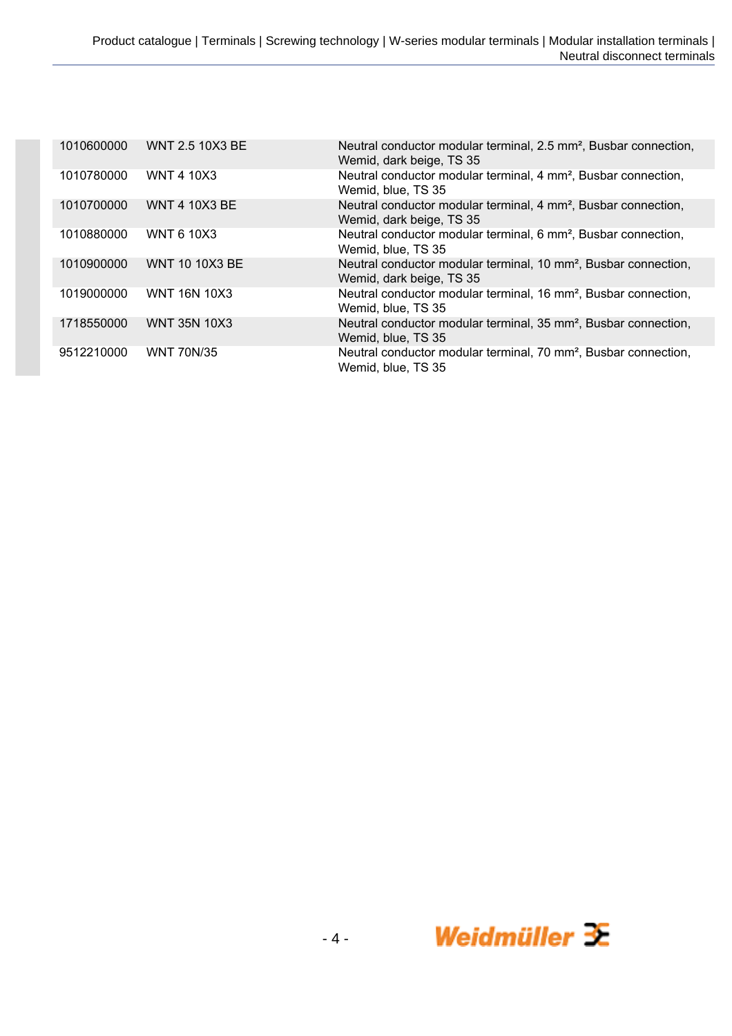| | | |
|---|---|---|
| 1010600000 | WNT 2.5 10X3 BE | Neutral conductor modular terminal, 2.5 mm², Busbar connection, Wemid, dark beige, TS 35 |
| 1010780000 | WNT 4 10X3 | Neutral conductor modular terminal, 4 mm², Busbar connection, Wemid, blue, TS 35 |
| 1010700000 | WNT 4 10X3 BE | Neutral conductor modular terminal, 4 mm², Busbar connection, Wemid, dark beige, TS 35 |
| 1010880000 | WNT 6 10X3 | Neutral conductor modular terminal, 6 mm², Busbar connection, Wemid, blue, TS 35 |
| 1010900000 | WNT 10 10X3 BE | Neutral conductor modular terminal, 10 mm², Busbar connection, Wemid, dark beige, TS 35 |
| 1019000000 | WNT 16N 10X3 | Neutral conductor modular terminal, 16 mm², Busbar connection, Wemid, blue, TS 35 |
| 1718550000 | WNT 35N 10X3 | Neutral conductor modular terminal, 35 mm², Busbar connection, Wemid, blue, TS 35 |
| 9512210000 | WNT 70N/35 | Neutral conductor modular terminal, 70 mm², Busbar connection, Wemid, blue, TS 35 |